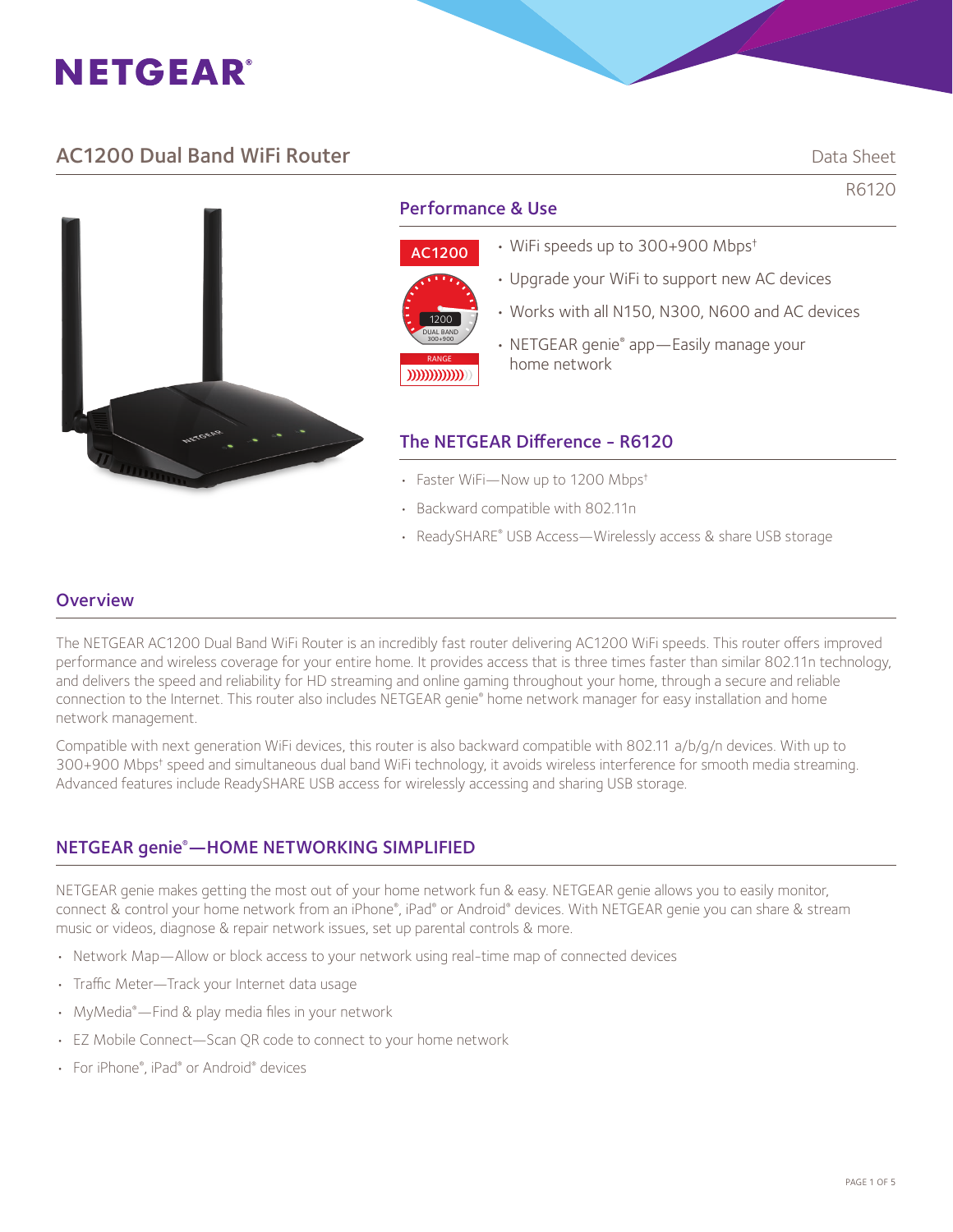NETGEAR®

# AC1200 Dual Band WiFi Router

Data Sheet

R6120

## Performance & Use

AC1200

1200
DUAL BAND
300+900

RANGE

- WiFi speeds up to 300+900 Mbps†
- Upgrade your WiFi to support new AC devices
- Works with all N150, N300, N600 and AC devices
- NETGEAR genie® app—Easily manage your home network

## The NETGEAR Difference - R6120

- Faster WiFi—Now up to 1200 Mbps†
- Backward compatible with 802.11n
- ReadySHARE® USB Access—Wirelessly access & share USB storage

## Overview

The NETGEAR AC1200 Dual Band WiFi Router is an incredibly fast router delivering AC1200 WiFi speeds. This router offers improved performance and wireless coverage for your entire home. It provides access that is three times faster than similar 802.11n technology, and delivers the speed and reliability for HD streaming and online gaming throughout your home, through a secure and reliable connection to the Internet. This router also includes NETGEAR genie® home network manager for easy installation and home network management.

Compatible with next generation WiFi devices, this router is also backward compatible with 802.11 a/b/g/n devices. With up to 300+900 Mbps† speed and simultaneous dual band WiFi technology, it avoids wireless interference for smooth media streaming. Advanced features include ReadySHARE USB access for wirelessly accessing and sharing USB storage.

## NETGEAR genie®—HOME NETWORKING SIMPLIFIED

NETGEAR genie makes getting the most out of your home network fun & easy. NETGEAR genie allows you to easily monitor, connect & control your home network from an iPhone®, iPad® or Android® devices. With NETGEAR genie you can share & stream music or videos, diagnose & repair network issues, set up parental controls & more.

- Network Map—Allow or block access to your network using real-time map of connected devices
- Traffic Meter—Track your Internet data usage
- MyMedia®—Find & play media files in your network
- EZ Mobile Connect—Scan QR code to connect to your home network
- For iPhone®, iPad® or Android® devices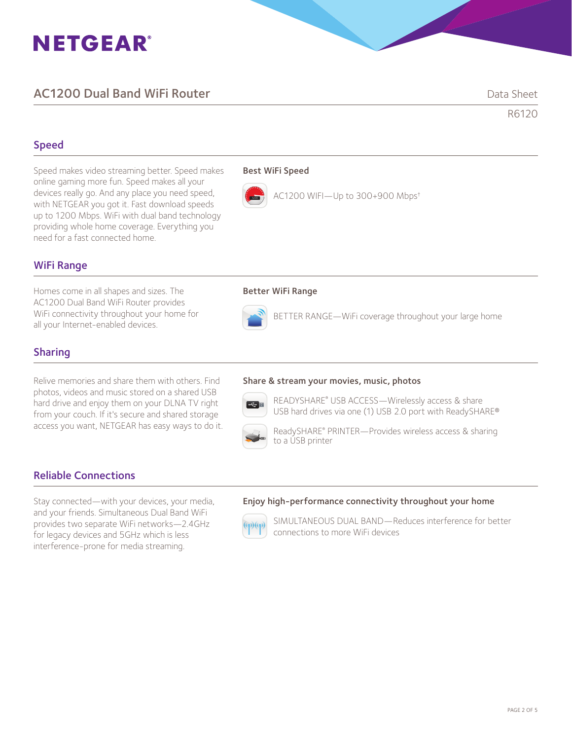# NETGEAR®

## AC1200 Dual Band WiFi Router

Data Sheet

R6120

### Speed

Speed makes video streaming better. Speed makes online gaming more fun. Speed makes all your devices really go. And any place you need speed, with NETGEAR you got it. Fast download speeds up to 1200 Mbps. WiFi with dual band technology providing whole home coverage. Everything you need for a fast connected home.

**Best WiFi Speed**

AC1200 WIFI—Up to 300+900 Mbps†

### WiFi Range

Homes come in all shapes and sizes. The AC1200 Dual Band WiFi Router provides WiFi connectivity throughout your home for all your Internet-enabled devices.

**Better WiFi Range**

BETTER RANGE—WiFi coverage throughout your large home

### Sharing

Relive memories and share them with others. Find photos, videos and music stored on a shared USB hard drive and enjoy them on your DLNA TV right from your couch. If it's secure and shared storage access you want, NETGEAR has easy ways to do it.

**Share & stream your movies, music, photos**

READYSHARE® USB ACCESS—Wirelessly access & share USB hard drives via one (1) USB 2.0 port with ReadySHARE®

ReadySHARE® PRINTER—Provides wireless access & sharing to a USB printer

### Reliable Connections

Stay connected—with your devices, your media, and your friends. Simultaneous Dual Band WiFi provides two separate WiFi networks—2.4GHz for legacy devices and 5GHz which is less interference-prone for media streaming.

**Enjoy high-performance connectivity throughout your home**

SIMULTANEOUS DUAL BAND—Reduces interference for better connections to more WiFi devices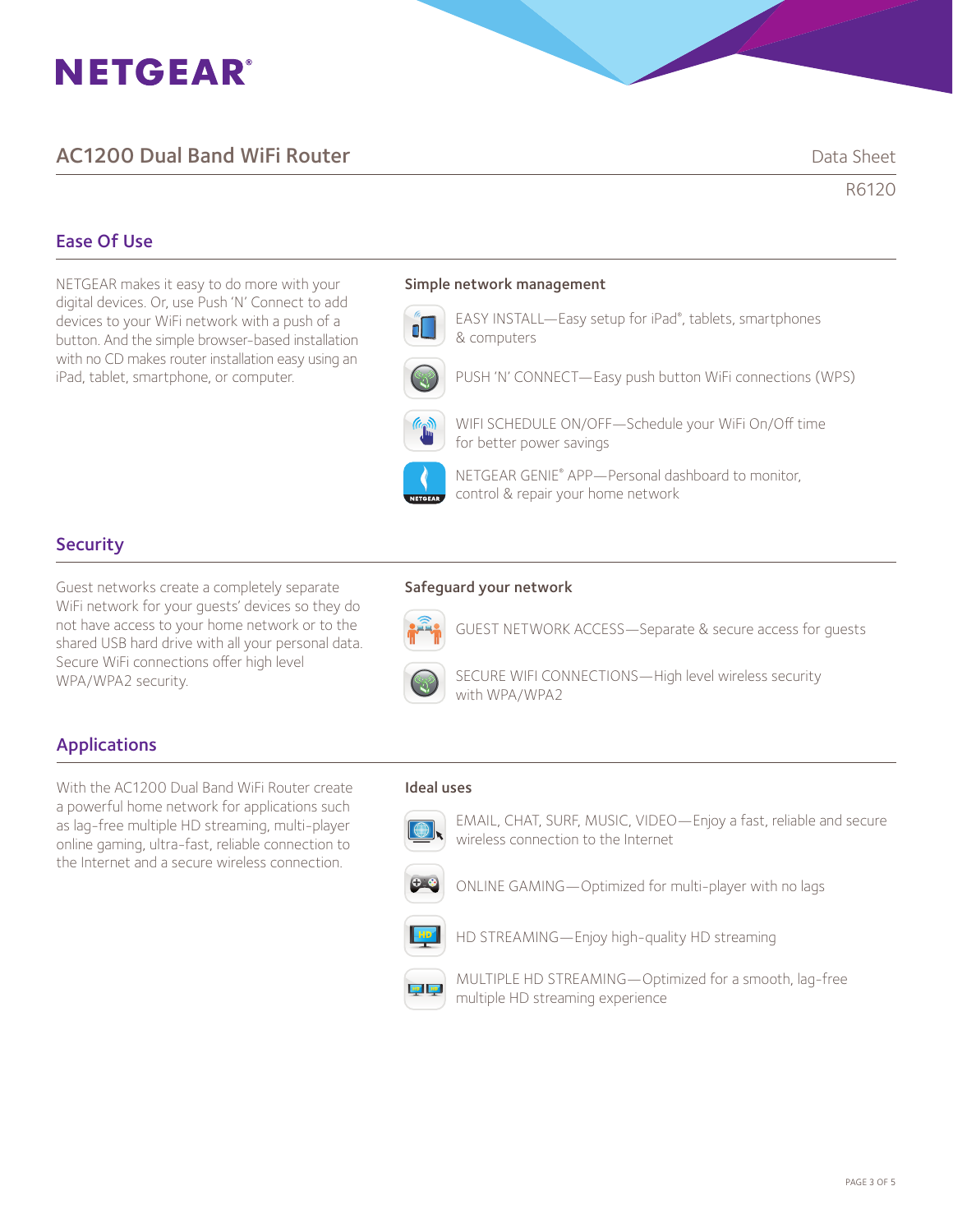# NETGEAR®

## AC1200 Dual Band WiFi Router

Data Sheet

R6120

## Ease Of Use

NETGEAR makes it easy to do more with your digital devices. Or, use Push 'N' Connect to add devices to your WiFi network with a push of a button. And the simple browser-based installation with no CD makes router installation easy using an iPad, tablet, smartphone, or computer.

### Simple network management

- EASY INSTALL—Easy setup for iPad®, tablets, smartphones & computers
- PUSH 'N' CONNECT—Easy push button WiFi connections (WPS)
- WIFI SCHEDULE ON/OFF—Schedule your WiFi On/Off time for better power savings
- NETGEAR GENIE® APP—Personal dashboard to monitor, control & repair your home network

## Security

Guest networks create a completely separate WiFi network for your guests' devices so they do not have access to your home network or to the shared USB hard drive with all your personal data. Secure WiFi connections offer high level WPA/WPA2 security.

### Safeguard your network

- GUEST NETWORK ACCESS—Separate & secure access for guests
- SECURE WIFI CONNECTIONS—High level wireless security with WPA/WPA2

## Applications

With the AC1200 Dual Band WiFi Router create a powerful home network for applications such as lag-free multiple HD streaming, multi-player online gaming, ultra-fast, reliable connection to the Internet and a secure wireless connection.

### Ideal uses

- EMAIL, CHAT, SURF, MUSIC, VIDEO—Enjoy a fast, reliable and secure wireless connection to the Internet
- ONLINE GAMING—Optimized for multi-player with no lags
- HD STREAMING—Enjoy high-quality HD streaming
- MULTIPLE HD STREAMING—Optimized for a smooth, lag-free multiple HD streaming experience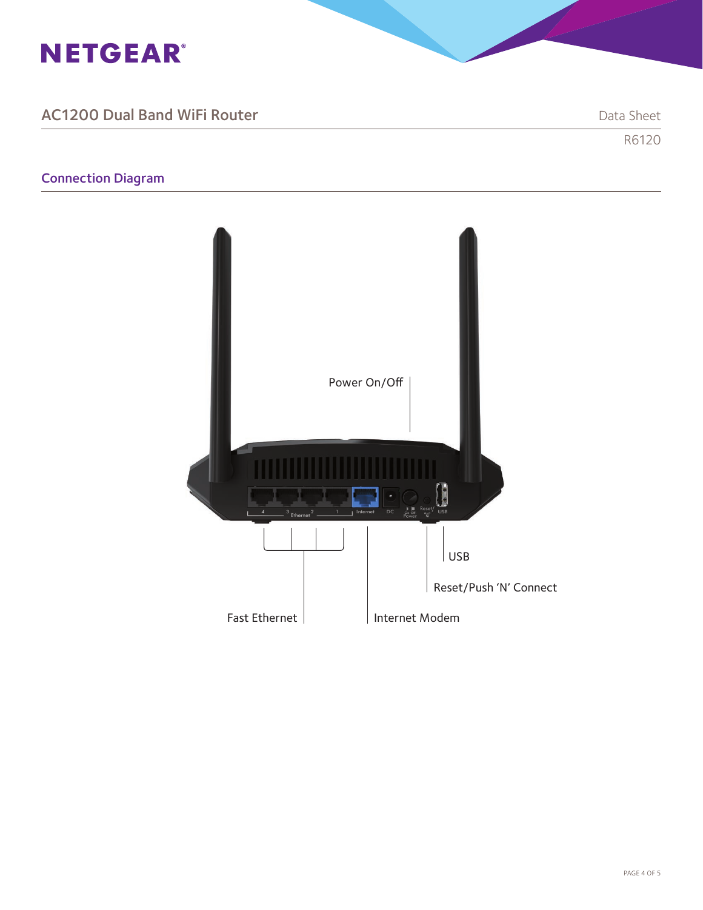AC1200 Dual Band WiFi Router

Data Sheet

R6120

## Connection Diagram

Power On/Off

USB

Reset/Push 'N' Connect

Fast Ethernet

Internet Modem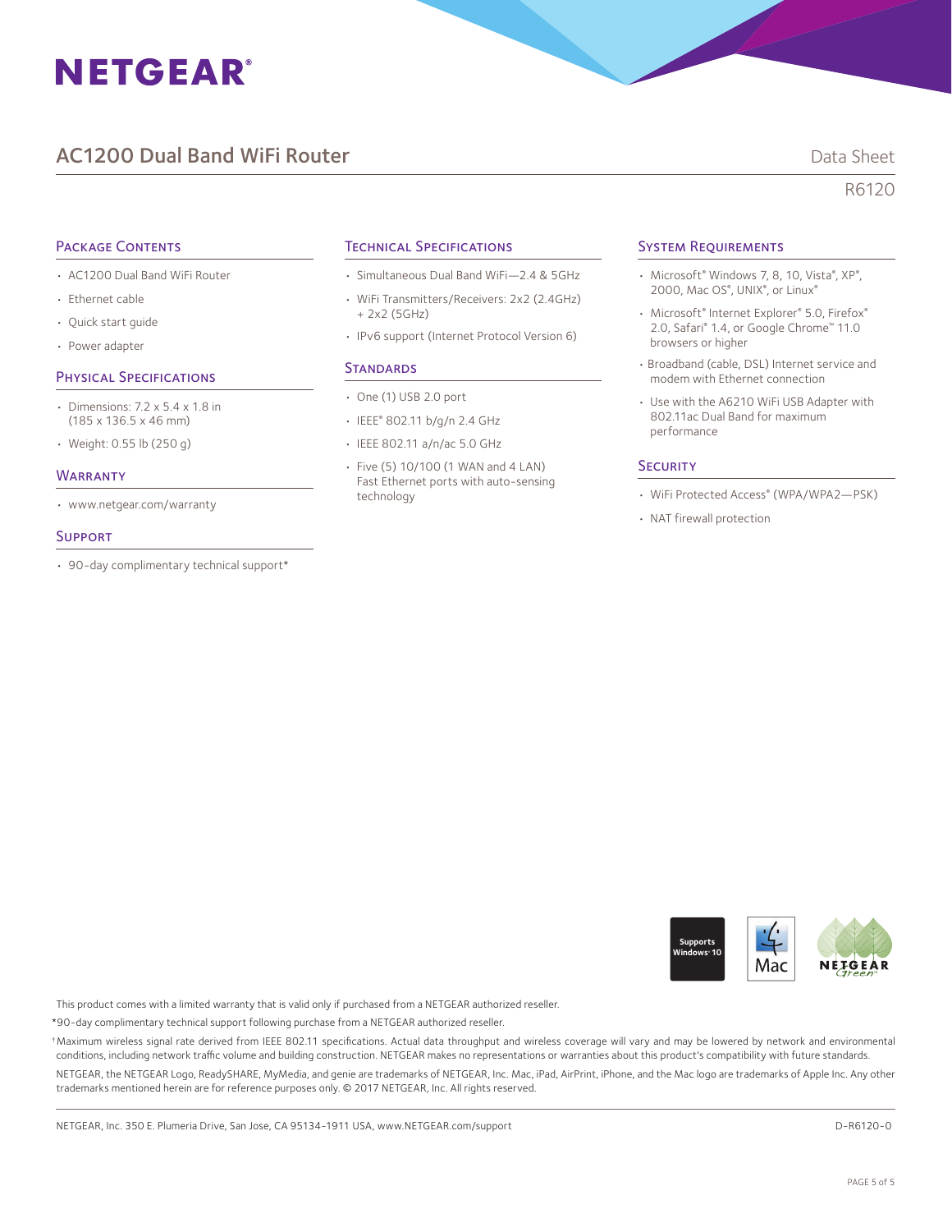# NETGEAR®

## AC1200 Dual Band WiFi Router

Data Sheet

R6120

### Package Contents

- AC1200 Dual Band WiFi Router
- Ethernet cable
- Quick start guide
- Power adapter

### Physical Specifications

- Dimensions: 7.2 x 5.4 x 1.8 in (185 x 136.5 x 46 mm)
- Weight: 0.55 lb (250 g)

### Warranty

- www.netgear.com/warranty

### Support

- 90-day complimentary technical support*

### Technical Specifications

- Simultaneous Dual Band WiFi—2.4 & 5GHz
- WiFi Transmitters/Receivers: 2x2 (2.4GHz) + 2x2 (5GHz)
- IPv6 support (Internet Protocol Version 6)

### Standards

- One (1) USB 2.0 port
- IEEE® 802.11 b/g/n 2.4 GHz
- IEEE 802.11 a/n/ac 5.0 GHz
- Five (5) 10/100 (1 WAN and 4 LAN) Fast Ethernet ports with auto-sensing technology

### System Requirements

- Microsoft® Windows 7, 8, 10, Vista®, XP®, 2000, Mac OS®, UNIX®, or Linux®
- Microsoft® Internet Explorer® 5.0, Firefox® 2.0, Safari® 1.4, or Google Chrome™ 11.0 browsers or higher
- Broadband (cable, DSL) Internet service and modem with Ethernet connection
- Use with the A6210 WiFi USB Adapter with 802.11ac Dual Band for maximum performance

### Security

- WiFi Protected Access® (WPA/WPA2—PSK)
- NAT firewall protection

Supports Windows® 10

Mac

NETGEAR Green™

This product comes with a limited warranty that is valid only if purchased from a NETGEAR authorized reseller.

*90-day complimentary technical support following purchase from a NETGEAR authorized reseller.

† Maximum wireless signal rate derived from IEEE 802.11 specifications. Actual data throughput and wireless coverage will vary and may be lowered by network and environmental conditions, including network traffic volume and building construction. NETGEAR makes no representations or warranties about this product's compatibility with future standards.

NETGEAR, the NETGEAR Logo, ReadySHARE, MyMedia, and genie are trademarks of NETGEAR, Inc. Mac, iPad, AirPrint, iPhone, and the Mac logo are trademarks of Apple Inc. Any other trademarks mentioned herein are for reference purposes only. © 2017 NETGEAR, Inc. All rights reserved.

NETGEAR, Inc. 350 E. Plumeria Drive, San Jose, CA 95134-1911 USA, www.NETGEAR.com/support

D-R6120-0